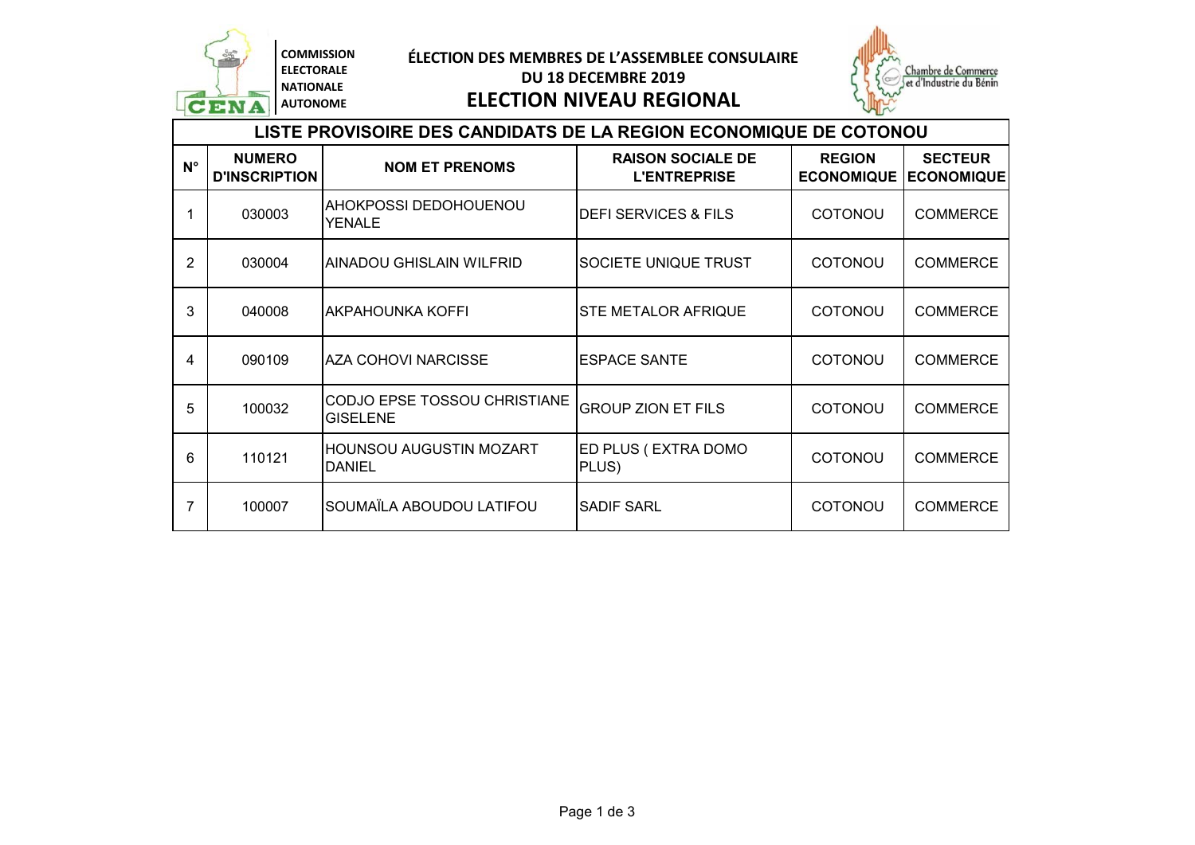COMMISSION ELECTORALE NATIONALE AUTONOME

# ÉLECTION DES MEMBRES DE L'ASSEMBLEE CONSULAIRE DU 18 DECEMBRE 2019

## ELECTION NIVEAU REGIONAL

Chambre de Commerce et d'Industrie du Bénin

### LISTE PROVISOIRE DES CANDIDATS DE LA REGION ECONOMIQUE DE COTONOU

| N° | NUMERO D'INSCRIPTION | NOM ET PRENOMS | RAISON SOCIALE DE L'ENTREPRISE | REGION ECONOMIQUE | SECTEUR ECONOMIQUE |
|---|---|---|---|---|---|
| 1 | 030003 | AHOKPOSSI DEDOHOUENOU YENALE | DEFI SERVICES & FILS | COTONOU | COMMERCE |
| 2 | 030004 | AINADOU GHISLAIN WILFRID | SOCIETE UNIQUE TRUST | COTONOU | COMMERCE |
| 3 | 040008 | AKPAHOUNKA KOFFI | STE METALOR AFRIQUE | COTONOU | COMMERCE |
| 4 | 090109 | AZA COHOVI NARCISSE | ESPACE SANTE | COTONOU | COMMERCE |
| 5 | 100032 | CODJO EPSE TOSSOU CHRISTIANE GISELENE | GROUP ZION ET FILS | COTONOU | COMMERCE |
| 6 | 110121 | HOUNSOU AUGUSTIN MOZART DANIEL | ED PLUS ( EXTRA DOMO PLUS) | COTONOU | COMMERCE |
| 7 | 100007 | SOUMAÏLA ABOUDOU LATIFOU | SADIF SARL | COTONOU | COMMERCE |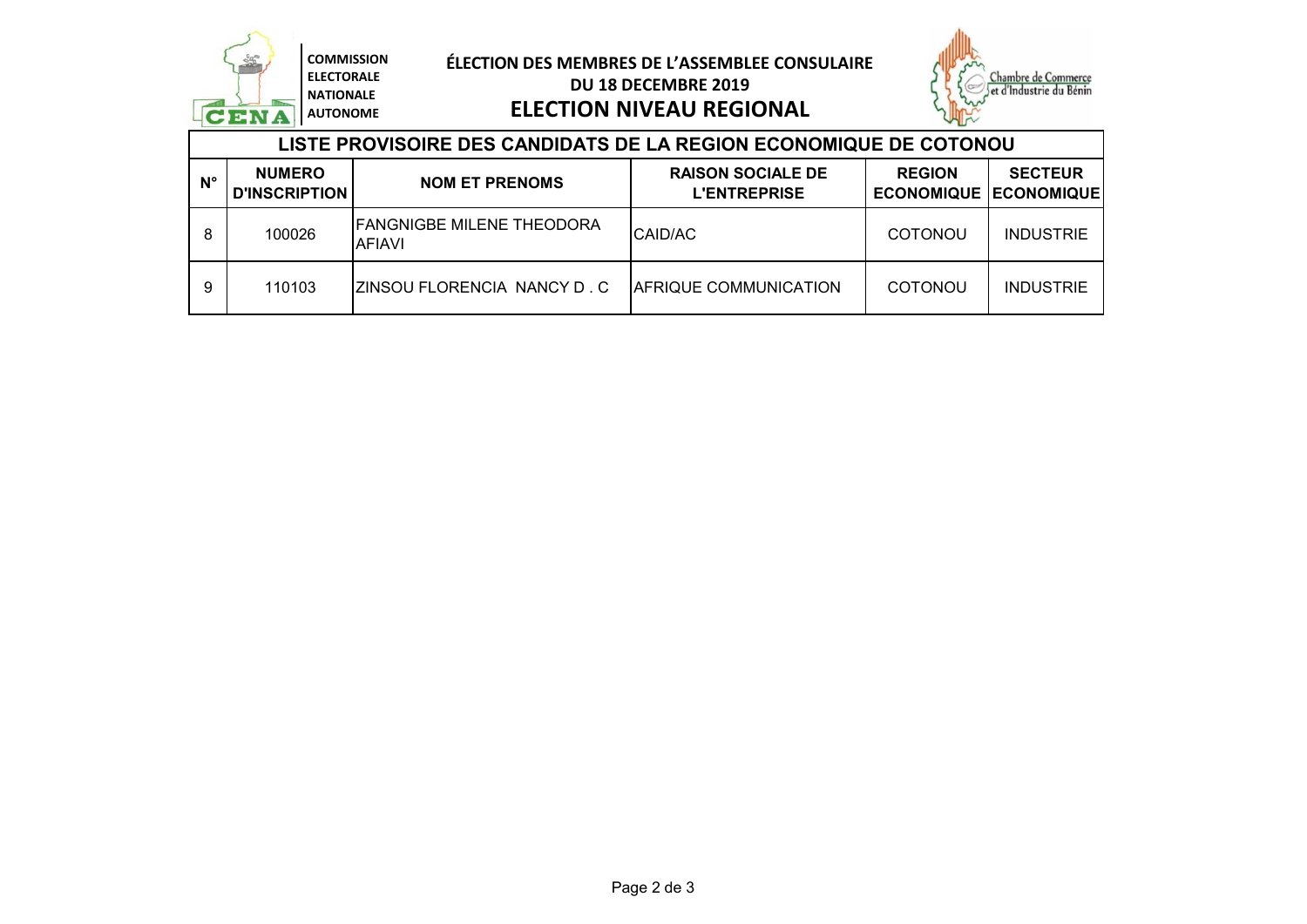COMMISSION ELECTORALE NATIONALE AUTONOME

# ÉLECTION DES MEMBRES DE L'ASSEMBLEE CONSULAIRE DU 18 DECEMBRE 2019

## ELECTION NIVEAU REGIONAL

| LISTE PROVISOIRE DES CANDIDATS DE LA REGION ECONOMIQUE DE COTONOU | | | | | |
|---|---|---|---|---|---|
| **N°** | **NUMERO D'INSCRIPTION** | **NOM ET PRENOMS** | **RAISON SOCIALE DE L'ENTREPRISE** | **REGION ECONOMIQUE** | **SECTEUR ECONOMIQUE** |
| 8 | 100026 | FANGNIGBE MILENE THEODORA AFIAVI | CAID/AC | COTONOU | INDUSTRIE |
| 9 | 110103 | ZINSOU FLORENCIA NANCY D . C | AFRIQUE COMMUNICATION | COTONOU | INDUSTRIE |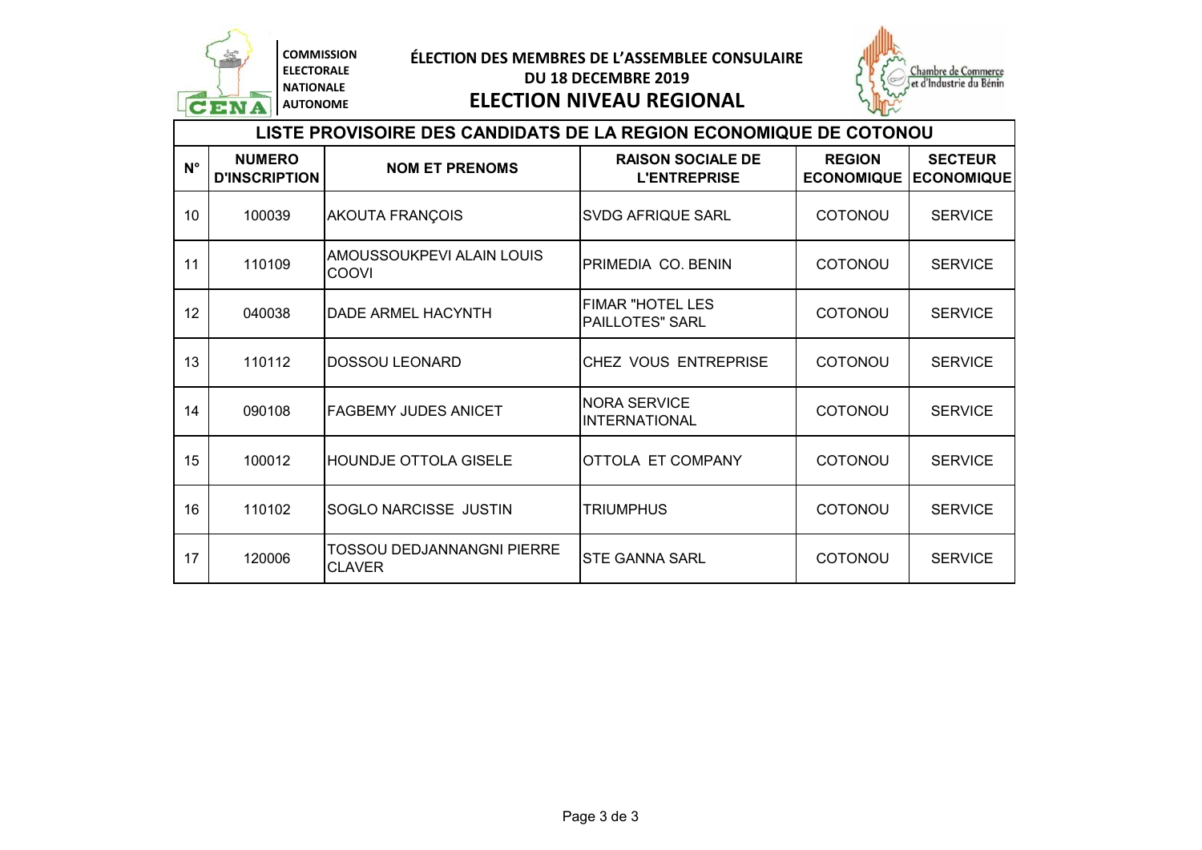COMMISSION ELECTORALE NATIONALE AUTONOME

# ÉLECTION DES MEMBRES DE L'ASSEMBLEE CONSULAIRE DU 18 DECEMBRE 2019

## ELECTION NIVEAU REGIONAL

Chambre de Commerce et d'Industrie du Bénin

| LISTE PROVISOIRE DES CANDIDATS DE LA REGION ECONOMIQUE DE COTONOU | | | | | |
|---|---|---|---|---|---|
| N° | NUMERO D'INSCRIPTION | NOM ET PRENOMS | RAISON SOCIALE DE L'ENTREPRISE | REGION ECONOMIQUE | SECTEUR ECONOMIQUE |
| 10 | 100039 | AKOUTA FRANÇOIS | SVDG AFRIQUE SARL | COTONOU | SERVICE |
| 11 | 110109 | AMOUSSOUKPEVI ALAIN LOUIS COOVI | PRIMEDIA CO. BENIN | COTONOU | SERVICE |
| 12 | 040038 | DADE ARMEL HACYNTH | FIMAR "HOTEL LES PAILLOTES" SARL | COTONOU | SERVICE |
| 13 | 110112 | DOSSOU LEONARD | CHEZ VOUS ENTREPRISE | COTONOU | SERVICE |
| 14 | 090108 | FAGBEMY JUDES ANICET | NORA SERVICE INTERNATIONAL | COTONOU | SERVICE |
| 15 | 100012 | HOUNDJE OTTOLA GISELE | OTTOLA ET COMPANY | COTONOU | SERVICE |
| 16 | 110102 | SOGLO NARCISSE JUSTIN | TRIUMPHUS | COTONOU | SERVICE |
| 17 | 120006 | TOSSOU DEDJANNANGNI PIERRE CLAVER | STE GANNA SARL | COTONOU | SERVICE |